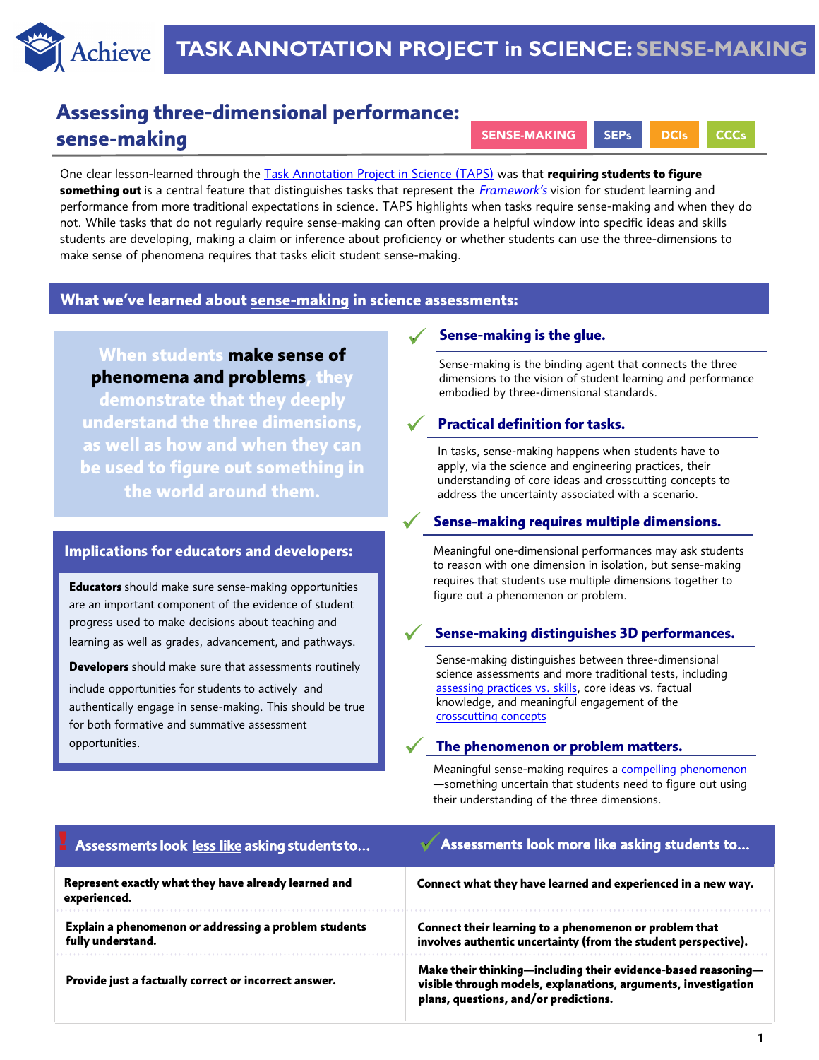# TASK ANNOTATION PROJECT in SCIENCE: SENSE-MAKING

## Assessing three-dimensional performance: sense-making

SENSE-MAKING | SEPs | DCIs | CCCs

One clear lesson-learned through the Task Annotation Project in Science (TAPS) was that **requiring students to figure something out** is a central feature that distinguishes tasks that represent the *Framework's* vision for student learning and performance from more traditional expectations in science. TAPS highlights when tasks require sense-making and when they do not. While tasks that do not regularly require sense-making can often provide a helpful window into specific ideas and skills students are developing, making a claim or inference about proficiency or whether students can use the three-dimensions to make sense of phenomena requires that tasks elicit student sense-making.

## What we've learned about sense-making in science assessments:

When students **make sense of phenomena and problems**, they demonstrate that they deeply understand the three dimensions, as well as how and when they can be used to figure out something in the world around them.

### Sense-making is the glue.

Sense-making is the binding agent that connects the three dimensions to the vision of student learning and performance embodied by three-dimensional standards.

### Practical definition for tasks.

In tasks, sense-making happens when students have to apply, via the science and engineering practices, their understanding of core ideas and crosscutting concepts to address the uncertainty associated with a scenario.

### Sense-making requires multiple dimensions.

Meaningful one-dimensional performances may ask students to reason with one dimension in isolation, but sense-making requires that students use multiple dimensions together to figure out a phenomenon or problem.

### Sense-making distinguishes 3D performances.

Sense-making distinguishes between three-dimensional science assessments and more traditional tests, including assessing practices vs. skills, core ideas vs. factual knowledge, and meaningful engagement of the crosscutting concepts

### The phenomenon or problem matters.

Meaningful sense-making requires a compelling phenomenon —something uncertain that students need to figure out using their understanding of the three dimensions.

### Implications for educators and developers:

**Educators** should make sure sense-making opportunities are an important component of the evidence of student progress used to make decisions about teaching and learning as well as grades, advancement, and pathways.

**Developers** should make sure that assessments routinely include opportunities for students to actively and authentically engage in sense-making. This should be true for both formative and summative assessment opportunities.

| ! Assessments look less like asking students to… | ✓ Assessments look more like asking students to… |
|---|---|
| **Represent exactly what they have already learned and experienced.** | **Connect what they have learned and experienced in a new way.** |
| **Explain a phenomenon or addressing a problem students fully understand.** | **Connect their learning to a phenomenon or problem that involves authentic uncertainty (from the student perspective).** |
| **Provide just a factually correct or incorrect answer.** | **Make their thinking—including their evidence-based reasoning—visible through models, explanations, arguments, investigation plans, questions, and/or predictions.** |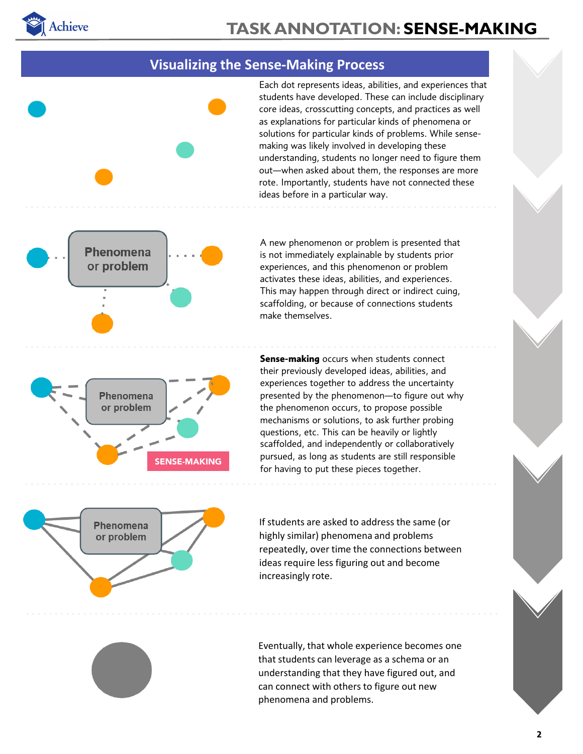## Visualizing the Sense-Making Process

Each dot represents ideas, abilities, and experiences that students have developed. These can include disciplinary core ideas, crosscutting concepts, and practices as well as explanations for particular kinds of phenomena or solutions for particular kinds of problems. While sense-making was likely involved in developing these understanding, students no longer need to figure them out—when asked about them, the responses are more rote. Importantly, students have not connected these ideas before in a particular way.

Phenomena or problem

A new phenomenon or problem is presented that is not immediately explainable by students prior experiences, and this phenomenon or problem activates these ideas, abilities, and experiences. This may happen through direct or indirect cuing, scaffolding, or because of connections students make themselves.

Phenomena or problem

SENSE-MAKING

**Sense-making** occurs when students connect their previously developed ideas, abilities, and experiences together to address the uncertainty presented by the phenomenon—to figure out why the phenomenon occurs, to propose possible mechanisms or solutions, to ask further probing questions, etc. This can be heavily or lightly scaffolded, and independently or collaboratively pursued, as long as students are still responsible for having to put these pieces together.

Phenomena or problem

If students are asked to address the same (or highly similar) phenomena and problems repeatedly, over time the connections between ideas require less figuring out and become increasingly rote.

Eventually, that whole experience becomes one that students can leverage as a schema or an understanding that they have figured out, and can connect with others to figure out new phenomena and problems.